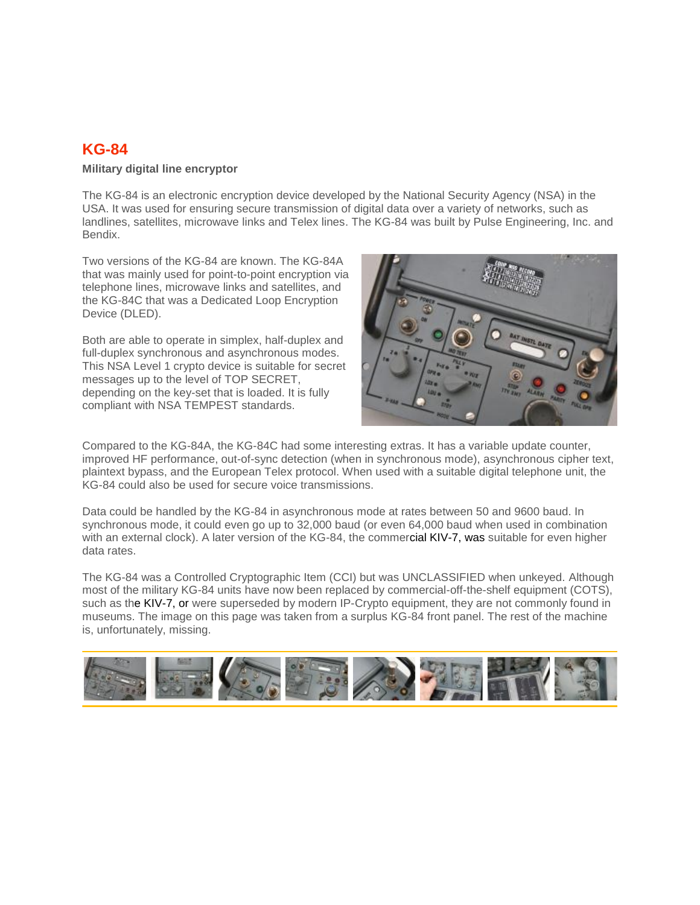# KG-84

**Military digital line encryptor**

The KG-84 is an electronic encryption device developed by the National Security Agency (NSA) in the USA. It was used for ensuring secure transmission of digital data over a variety of networks, such as landlines, satellites, microwave links and Telex lines. The KG-84 was built by Pulse Engineering, Inc. and Bendix.

Two versions of the KG-84 are known. The KG-84A that was mainly used for point-to-point encryption via telephone lines, microwave links and satellites, and the KG-84C that was a Dedicated Loop Encryption Device (DLED).

Both are able to operate in simplex, half-duplex and full-duplex synchronous and asynchronous modes. This NSA Level 1 crypto device is suitable for secret messages up to the level of TOP SECRET, depending on the key-set that is loaded. It is fully compliant with NSA TEMPEST standards.

Compared to the KG-84A, the KG-84C had some interesting extras. It has a variable update counter, improved HF performance, out-of-sync detection (when in synchronous mode), asynchronous cipher text, plaintext bypass, and the European Telex protocol. When used with a suitable digital telephone unit, the KG-84 could also be used for secure voice transmissions.

Data could be handled by the KG-84 in asynchronous mode at rates between 50 and 9600 baud. In synchronous mode, it could even go up to 32,000 baud (or even 64,000 baud when used in combination with an external clock). A later version of the KG-84, the commercial KIV-7, was suitable for even higher data rates.

The KG-84 was a Controlled Cryptographic Item (CCI) but was UNCLASSIFIED when unkeyed. Although most of the military KG-84 units have now been replaced by commercial-off-the-shelf equipment (COTS), such as the KIV-7, or were superseded by modern IP-Crypto equipment, they are not commonly found in museums. The image on this page was taken from a surplus KG-84 front panel. The rest of the machine is, unfortunately, missing.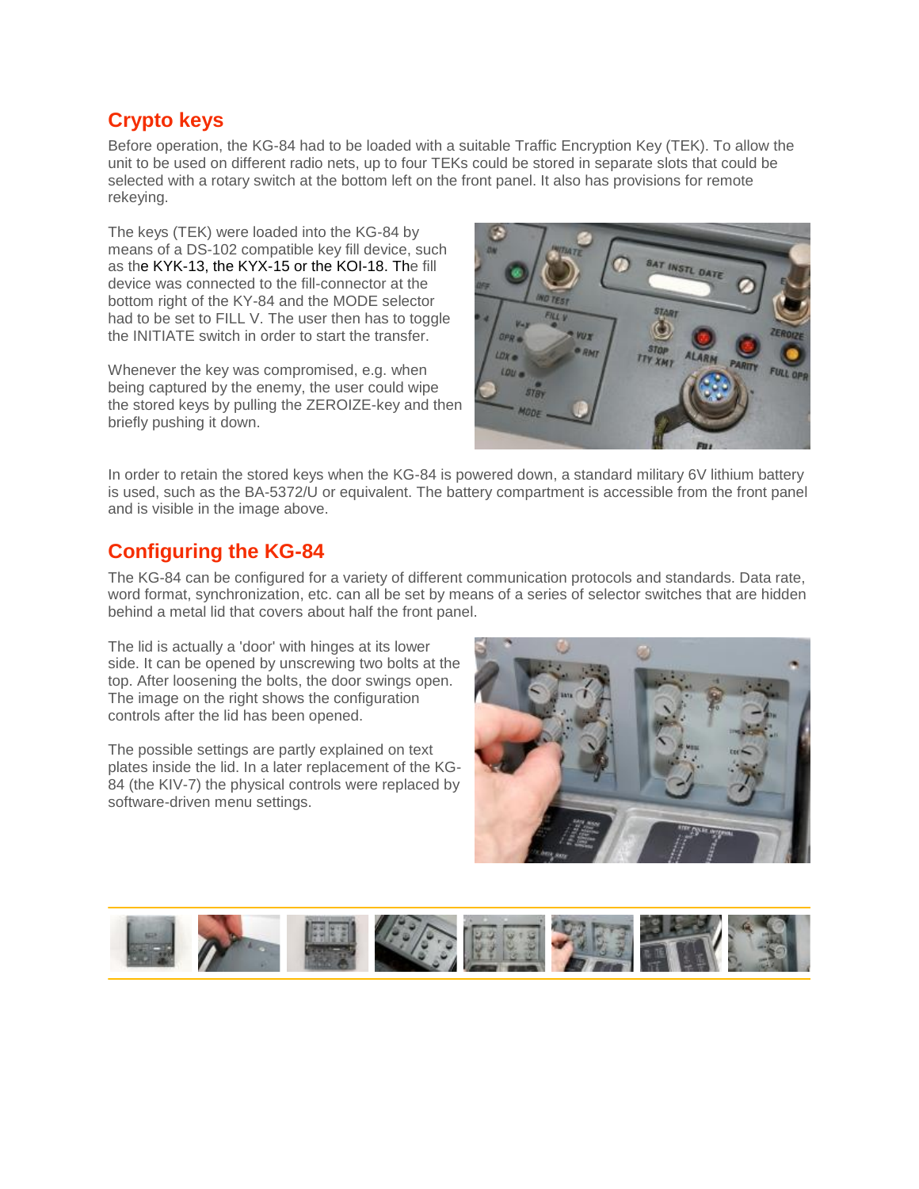## Crypto keys

Before operation, the KG-84 had to be loaded with a suitable Traffic Encryption Key (TEK). To allow the unit to be used on different radio nets, up to four TEKs could be stored in separate slots that could be selected with a rotary switch at the bottom left on the front panel. It also has provisions for remote rekeying.

The keys (TEK) were loaded into the KG-84 by means of a DS-102 compatible key fill device, such as the KYK-13, the KYX-15 or the KOI-18. The fill device was connected to the fill-connector at the bottom right of the KY-84 and the MODE selector had to be set to FILL V. The user then has to toggle the INITIATE switch in order to start the transfer.

Whenever the key was compromised, e.g. when being captured by the enemy, the user could wipe the stored keys by pulling the ZEROIZE-key and then briefly pushing it down.

In order to retain the stored keys when the KG-84 is powered down, a standard military 6V lithium battery is used, such as the BA-5372/U or equivalent. The battery compartment is accessible from the front panel and is visible in the image above.

## Configuring the KG-84

The KG-84 can be configured for a variety of different communication protocols and standards. Data rate, word format, synchronization, etc. can all be set by means of a series of selector switches that are hidden behind a metal lid that covers about half the front panel.

The lid is actually a 'door' with hinges at its lower side. It can be opened by unscrewing two bolts at the top. After loosening the bolts, the door swings open. The image on the right shows the configuration controls after the lid has been opened.

The possible settings are partly explained on text plates inside the lid. In a later replacement of the KG-84 (the KIV-7) the physical controls were replaced by software-driven menu settings.